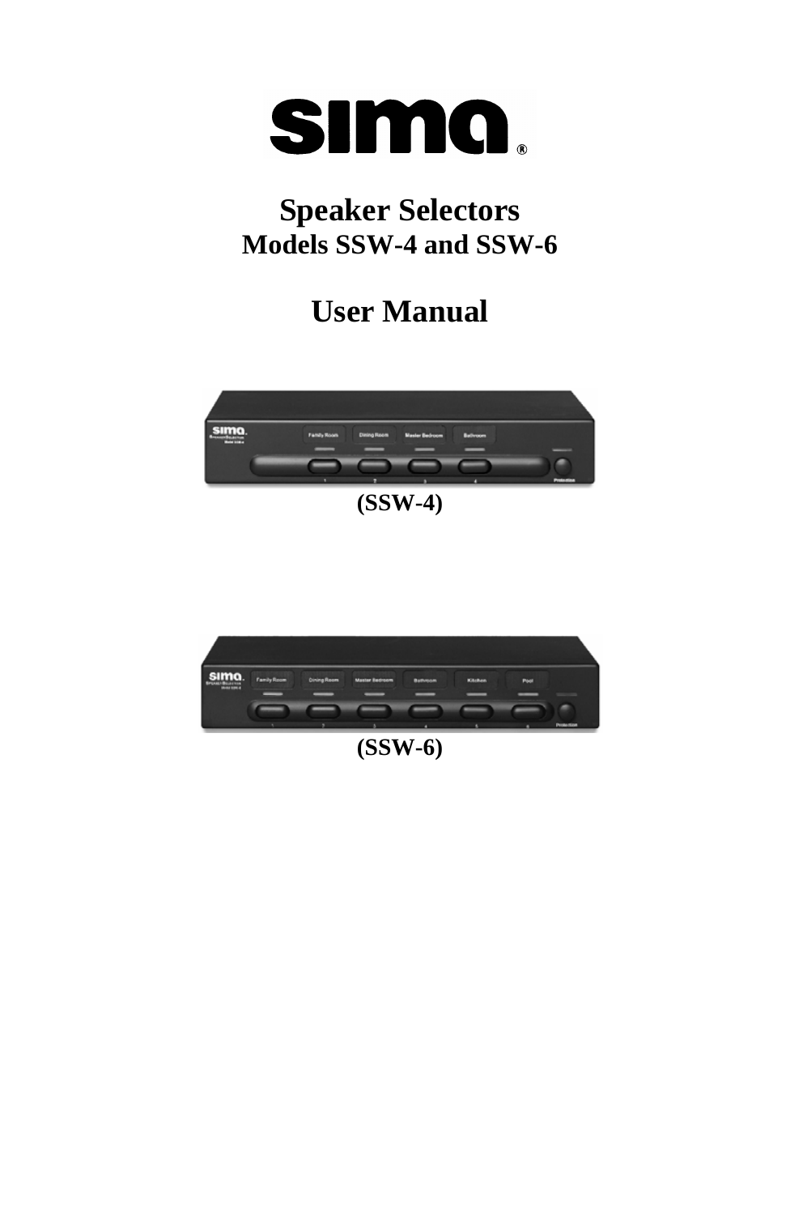sima®

# Speaker Selectors

## Models SSW-4 and SSW-6

# User Manual

(SSW-4)

(SSW-6)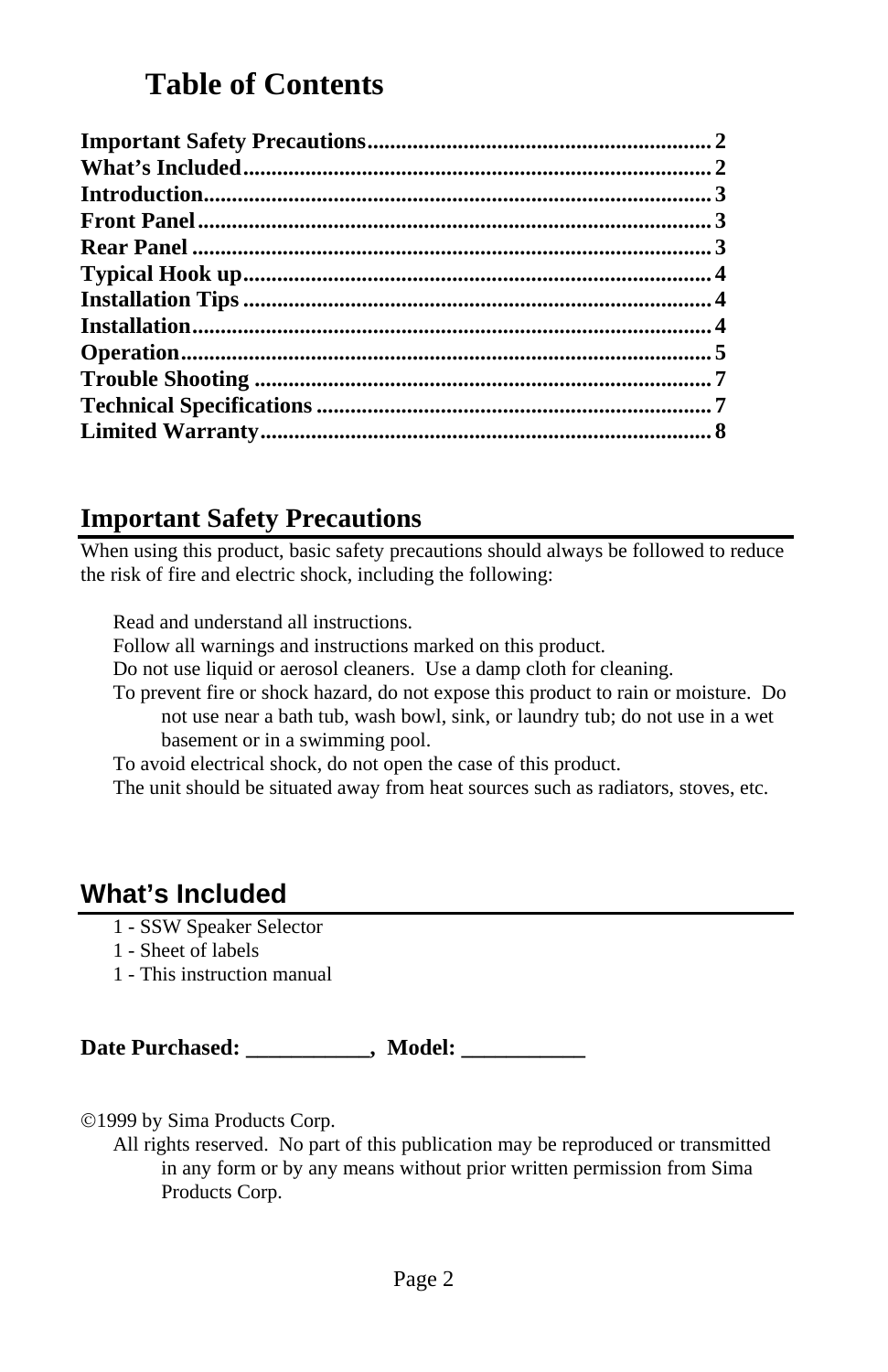# Table of Contents

**Important Safety Precautions** .......... 2
**What's Included** .......... 2
**Introduction** .......... 3
**Front Panel** .......... 3
**Rear Panel** .......... 3
**Typical Hook up** .......... 4
**Installation Tips** .......... 4
**Installation** .......... 4
**Operation** .......... 5
**Trouble Shooting** .......... 7
**Technical Specifications** .......... 7
**Limited Warranty** .......... 8

## Important Safety Precautions

When using this product, basic safety precautions should always be followed to reduce the risk of fire and electric shock, including the following:

- Read and understand all instructions.
- Follow all warnings and instructions marked on this product.
- Do not use liquid or aerosol cleaners. Use a damp cloth for cleaning.
- To prevent fire or shock hazard, do not expose this product to rain or moisture. Do not use near a bath tub, wash bowl, sink, or laundry tub; do not use in a wet basement or in a swimming pool.
- To avoid electrical shock, do not open the case of this product.
- The unit should be situated away from heat sources such as radiators, stoves, etc.

## What's Included

- 1 - SSW Speaker Selector
- 1 - Sheet of labels
- 1 - This instruction manual

**Date Purchased: ___________, Model: ___________**

©1999 by Sima Products Corp.
All rights reserved. No part of this publication may be reproduced or transmitted in any form or by any means without prior written permission from Sima Products Corp.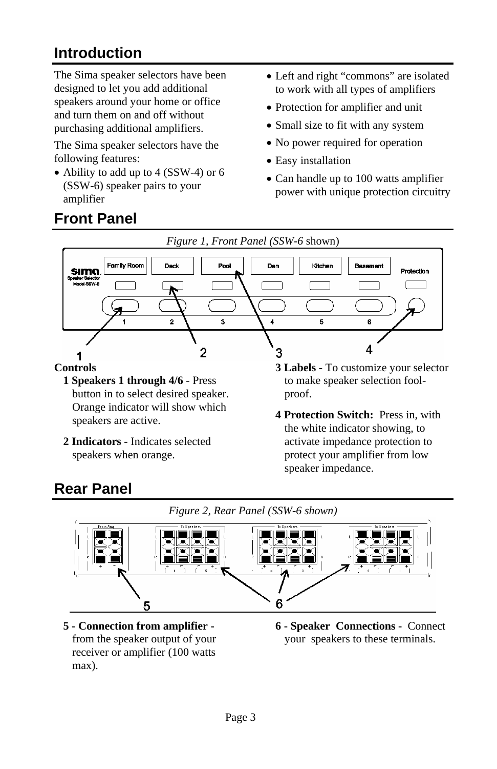# Introduction

The Sima speaker selectors have been designed to let you add additional speakers around your home or office and turn them on and off without purchasing additional amplifiers.

The Sima speaker selectors have the following features:

- Ability to add up to 4 (SSW-4) or 6 (SSW-6) speaker pairs to your amplifier
- Left and right "commons" are isolated to work with all types of amplifiers
- Protection for amplifier and unit
- Small size to fit with any system
- No power required for operation
- Easy installation
- Can handle up to 100 watts amplifier power with unique protection circuitry

# Front Panel

*Figure 1, Front Panel (SSW-6* shown)

**Controls**

**1 Speakers 1 through 4/6** - Press button in to select desired speaker. Orange indicator will show which speakers are active.

**2 Indicators -** Indicates selected speakers when orange.

**3 Labels** - To customize your selector to make speaker selection fool-proof.

**4 Protection Switch:** Press in, with the white indicator showing, to activate impedance protection to protect your amplifier from low speaker impedance.

# Rear Panel

*Figure 2, Rear Panel (SSW-6 shown)*

**5 - Connection from amplifier -** from the speaker output of your receiver or amplifier (100 watts max).

**6 - Speaker Connections -** Connect your speakers to these terminals.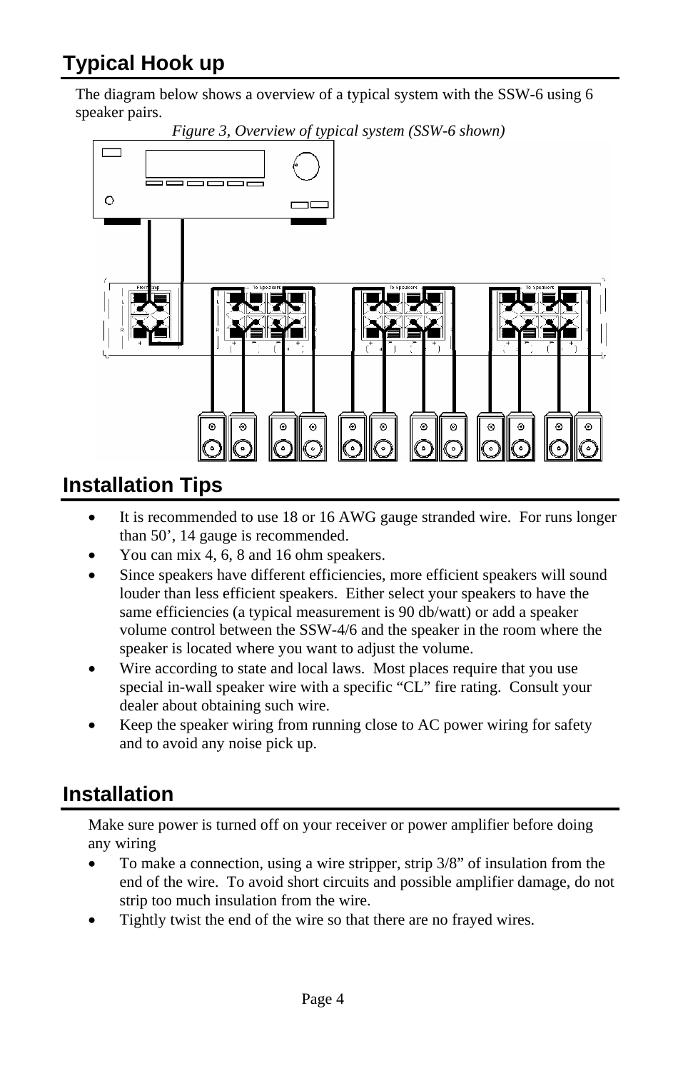## Typical Hook up

The diagram below shows a overview of a typical system with the SSW-6 using 6 speaker pairs.

*Figure 3, Overview of typical system (SSW-6 shown)*

## Installation Tips

- It is recommended to use 18 or 16 AWG gauge stranded wire. For runs longer than 50', 14 gauge is recommended.
- You can mix 4, 6, 8 and 16 ohm speakers.
- Since speakers have different efficiencies, more efficient speakers will sound louder than less efficient speakers. Either select your speakers to have the same efficiencies (a typical measurement is 90 db/watt) or add a speaker volume control between the SSW-4/6 and the speaker in the room where the speaker is located where you want to adjust the volume.
- Wire according to state and local laws. Most places require that you use special in-wall speaker wire with a specific "CL" fire rating. Consult your dealer about obtaining such wire.
- Keep the speaker wiring from running close to AC power wiring for safety and to avoid any noise pick up.

## Installation

Make sure power is turned off on your receiver or power amplifier before doing any wiring

- To make a connection, using a wire stripper, strip 3/8" of insulation from the end of the wire. To avoid short circuits and possible amplifier damage, do not strip too much insulation from the wire.
- Tightly twist the end of the wire so that there are no frayed wires.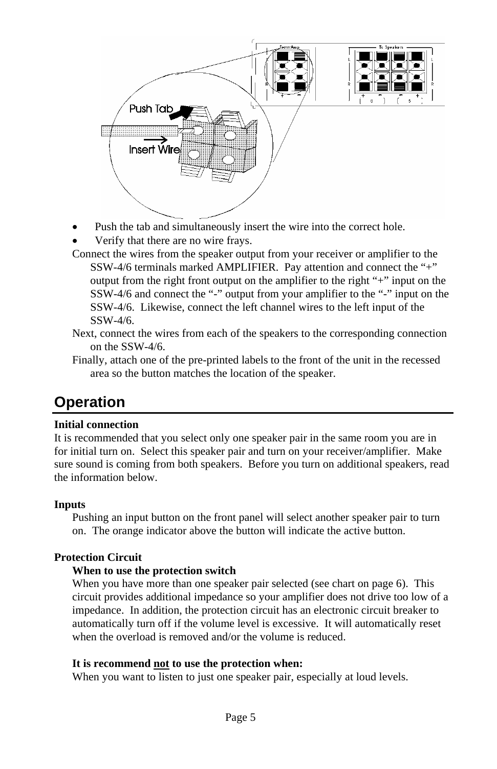- Push the tab and simultaneously insert the wire into the correct hole.
- Verify that there are no wire frays.

Connect the wires from the speaker output from your receiver or amplifier to the SSW-4/6 terminals marked AMPLIFIER. Pay attention and connect the "+" output from the right front output on the amplifier to the right "+" input on the SSW-4/6 and connect the "-" output from your amplifier to the "-" input on the SSW-4/6. Likewise, connect the left channel wires to the left input of the SSW-4/6.

Next, connect the wires from each of the speakers to the corresponding connection on the SSW-4/6.

Finally, attach one of the pre-printed labels to the front of the unit in the recessed area so the button matches the location of the speaker.

## Operation

**Initial connection**

It is recommended that you select only one speaker pair in the same room you are in for initial turn on. Select this speaker pair and turn on your receiver/amplifier. Make sure sound is coming from both speakers. Before you turn on additional speakers, read the information below.

**Inputs**

Pushing an input button on the front panel will select another speaker pair to turn on. The orange indicator above the button will indicate the active button.

**Protection Circuit**

**When to use the protection switch**

When you have more than one speaker pair selected (see chart on page 6). This circuit provides additional impedance so your amplifier does not drive too low of a impedance. In addition, the protection circuit has an electronic circuit breaker to automatically turn off if the volume level is excessive. It will automatically reset when the overload is removed and/or the volume is reduced.

**It is recommend <u>not</u> to use the protection when:**

When you want to listen to just one speaker pair, especially at loud levels.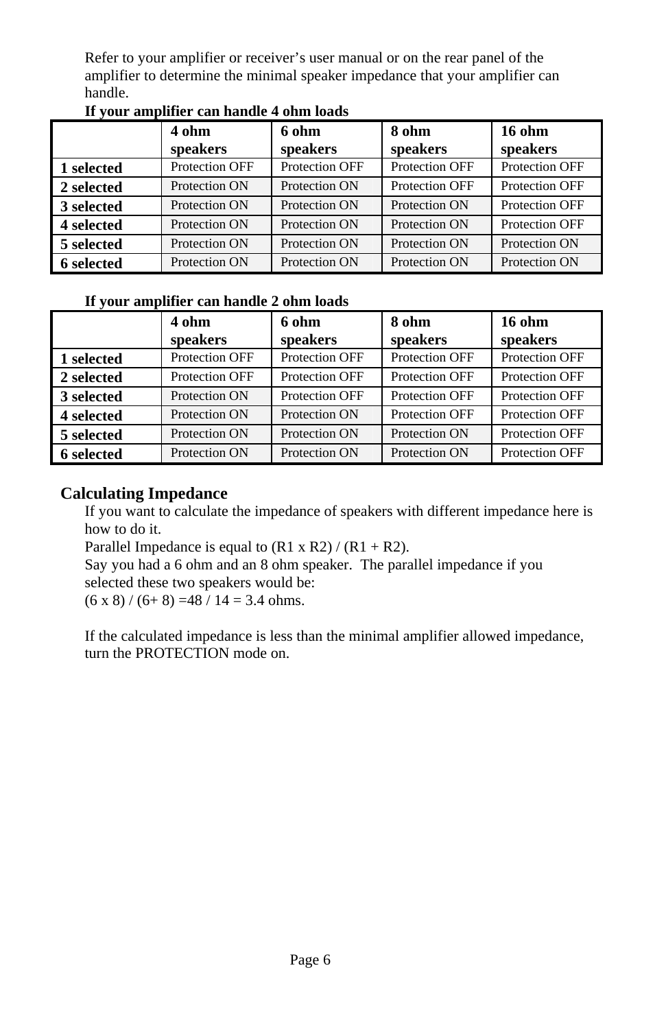Refer to your amplifier or receiver's user manual or on the rear panel of the amplifier to determine the minimal speaker impedance that your amplifier can handle.

**If your amplifier can handle 4 ohm loads**

| | 4 ohm speakers | 6 ohm speakers | 8 ohm speakers | 16 ohm speakers |
|---|---|---|---|---|
| **1 selected** | Protection OFF | Protection OFF | Protection OFF | Protection OFF |
| **2 selected** | Protection ON | Protection ON | Protection OFF | Protection OFF |
| **3 selected** | Protection ON | Protection ON | Protection ON | Protection OFF |
| **4 selected** | Protection ON | Protection ON | Protection ON | Protection OFF |
| **5 selected** | Protection ON | Protection ON | Protection ON | Protection ON |
| **6 selected** | Protection ON | Protection ON | Protection ON | Protection ON |

**If your amplifier can handle 2 ohm loads**

| | 4 ohm speakers | 6 ohm speakers | 8 ohm speakers | 16 ohm speakers |
|---|---|---|---|---|
| **1 selected** | Protection OFF | Protection OFF | Protection OFF | Protection OFF |
| **2 selected** | Protection OFF | Protection OFF | Protection OFF | Protection OFF |
| **3 selected** | Protection ON | Protection OFF | Protection OFF | Protection OFF |
| **4 selected** | Protection ON | Protection ON | Protection OFF | Protection OFF |
| **5 selected** | Protection ON | Protection ON | Protection ON | Protection OFF |
| **6 selected** | Protection ON | Protection ON | Protection ON | Protection OFF |

## Calculating Impedance

If you want to calculate the impedance of speakers with different impedance here is how to do it.
Parallel Impedance is equal to (R1 x R2) / (R1 + R2).
Say you had a 6 ohm and an 8 ohm speaker. The parallel impedance if you selected these two speakers would be:
(6 x 8) / (6+ 8) =48 / 14 = 3.4 ohms.

If the calculated impedance is less than the minimal amplifier allowed impedance, turn the PROTECTION mode on.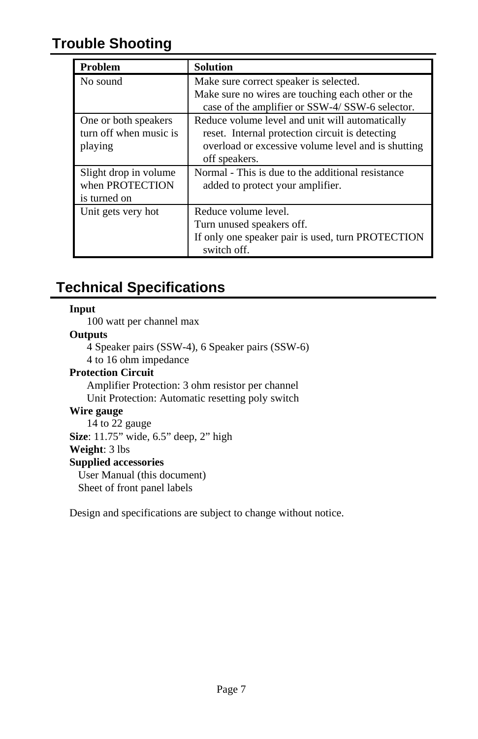## Trouble Shooting

| Problem | Solution |
|---|---|
| No sound | Make sure correct speaker is selected.<br>Make sure no wires are touching each other or the case of the amplifier or SSW-4/ SSW-6 selector. |
| One or both speakers turn off when music is playing | Reduce volume level and unit will automatically reset. Internal protection circuit is detecting overload or excessive volume level and is shutting off speakers. |
| Slight drop in volume when PROTECTION is turned on | Normal - This is due to the additional resistance added to protect your amplifier. |
| Unit gets very hot | Reduce volume level.<br>Turn unused speakers off.<br>If only one speaker pair is used, turn PROTECTION switch off. |

## Technical Specifications

**Input**

100 watt per channel max

**Outputs**

4 Speaker pairs (SSW-4), 6 Speaker pairs (SSW-6)
4 to 16 ohm impedance

**Protection Circuit**

Amplifier Protection: 3 ohm resistor per channel
Unit Protection: Automatic resetting poly switch

**Wire gauge**

14 to 22 gauge

**Size**: 11.75" wide, 6.5" deep, 2" high

**Weight**: 3 lbs

**Supplied accessories**

User Manual (this document)
Sheet of front panel labels

Design and specifications are subject to change without notice.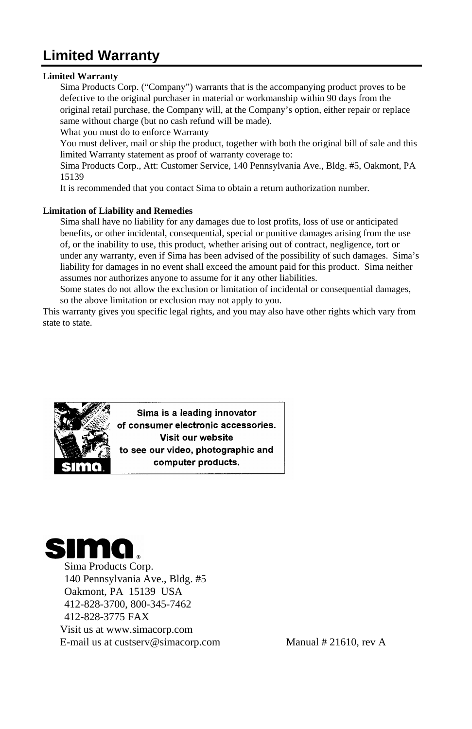# Limited Warranty

**Limited Warranty**

Sima Products Corp. ("Company") warrants that is the accompanying product proves to be defective to the original purchaser in material or workmanship within 90 days from the original retail purchase, the Company will, at the Company's option, either repair or replace same without charge (but no cash refund will be made).

What you must do to enforce Warranty

You must deliver, mail or ship the product, together with both the original bill of sale and this limited Warranty statement as proof of warranty coverage to:

Sima Products Corp., Att: Customer Service, 140 Pennsylvania Ave., Bldg. #5, Oakmont, PA 15139

It is recommended that you contact Sima to obtain a return authorization number.

**Limitation of Liability and Remedies**

Sima shall have no liability for any damages due to lost profits, loss of use or anticipated benefits, or other incidental, consequential, special or punitive damages arising from the use of, or the inability to use, this product, whether arising out of contract, negligence, tort or under any warranty, even if Sima has been advised of the possibility of such damages. Sima's liability for damages in no event shall exceed the amount paid for this product. Sima neither assumes nor authorizes anyone to assume for it any other liabilities.

Some states do not allow the exclusion or limitation of incidental or consequential damages, so the above limitation or exclusion may not apply to you.

This warranty gives you specific legal rights, and you may also have other rights which vary from state to state.

sima.

Sima is a leading innovator of consumer electronic accessories. Visit our website to see our video, photographic and computer products.

sima®

Sima Products Corp.
140 Pennsylvania Ave., Bldg. #5
Oakmont, PA 15139 USA
412-828-3700, 800-345-7462
412-828-3775 FAX
Visit us at www.simacorp.com
E-mail us at custserv@simacorp.com

Manual # 21610, rev A